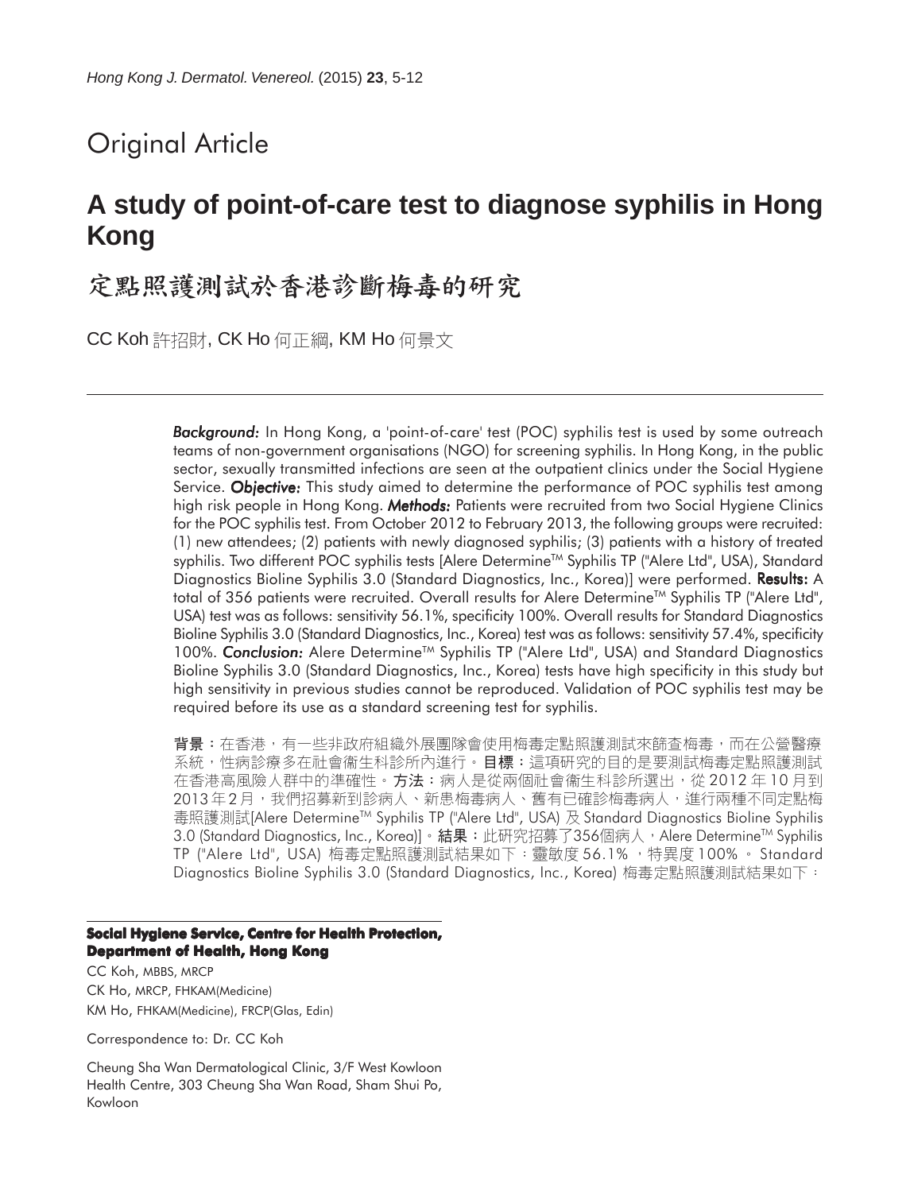Original Article

# A study of point-of-care test to diagnose syphilis in Hong Kong

# 定點照護測試於香港診斷梅毒的研究

CC Koh 許招財, CK Ho 何正綱, KM Ho 何景文

***Background:*** In Hong Kong, a 'point-of-care' test (POC) syphilis test is used by some outreach teams of non-government organisations (NGO) for screening syphilis. In Hong Kong, in the public sector, sexually transmitted infections are seen at the outpatient clinics under the Social Hygiene Service. ***Objective:*** This study aimed to determine the performance of POC syphilis test among high risk people in Hong Kong. ***Methods:*** Patients were recruited from two Social Hygiene Clinics for the POC syphilis test. From October 2012 to February 2013, the following groups were recruited: (1) new attendees; (2) patients with newly diagnosed syphilis; (3) patients with a history of treated syphilis. Two different POC syphilis tests [Alere Determine™ Syphilis TP ("Alere Ltd", USA), Standard Diagnostics Bioline Syphilis 3.0 (Standard Diagnostics, Inc., Korea)] were performed. **Results:** A total of 356 patients were recruited. Overall results for Alere Determine™ Syphilis TP ("Alere Ltd", USA) test was as follows: sensitivity 56.1%, specificity 100%. Overall results for Standard Diagnostics Bioline Syphilis 3.0 (Standard Diagnostics, Inc., Korea) test was as follows: sensitivity 57.4%, specificity 100%. ***Conclusion:*** Alere Determine™ Syphilis TP ("Alere Ltd", USA) and Standard Diagnostics Bioline Syphilis 3.0 (Standard Diagnostics, Inc., Korea) tests have high specificity in this study but high sensitivity in previous studies cannot be reproduced. Validation of POC syphilis test may be required before its use as a standard screening test for syphilis.

**背景**：在香港，有一些非政府組織外展團隊會使用梅毒定點照護測試來篩查梅毒，而在公營醫療系統，性病診療多在社會衞生科診所內進行。**目標**：這項研究的目的是要測試梅毒定點照護測試在香港高風險人群中的準確性。**方法**：病人是從兩個社會衞生科診所選出，從 2012 年 10 月到 2013 年 2 月，我們招募新到診病人、新患梅毒病人、舊有已確診梅毒病人，進行兩種不同定點梅毒照護測試[Alere Determine™ Syphilis TP ("Alere Ltd", USA) 及 Standard Diagnostics Bioline Syphilis 3.0 (Standard Diagnostics, Inc., Korea)]。**結果**：此研究招募了356個病人，Alere Determine™ Syphilis TP ("Alere Ltd", USA) 梅毒定點照護測試結果如下：靈敏度 56.1%，特異度 100%。Standard Diagnostics Bioline Syphilis 3.0 (Standard Diagnostics, Inc., Korea) 梅毒定點照護測試結果如下：

**Social Hygiene Service, Centre for Health Protection, Department of Health, Hong Kong**

CC Koh, MBBS, MRCP
CK Ho, MRCP, FHKAM(Medicine)
KM Ho, FHKAM(Medicine), FRCP(Glas, Edin)

Correspondence to: Dr. CC Koh

Cheung Sha Wan Dermatological Clinic, 3/F West Kowloon Health Centre, 303 Cheung Sha Wan Road, Sham Shui Po, Kowloon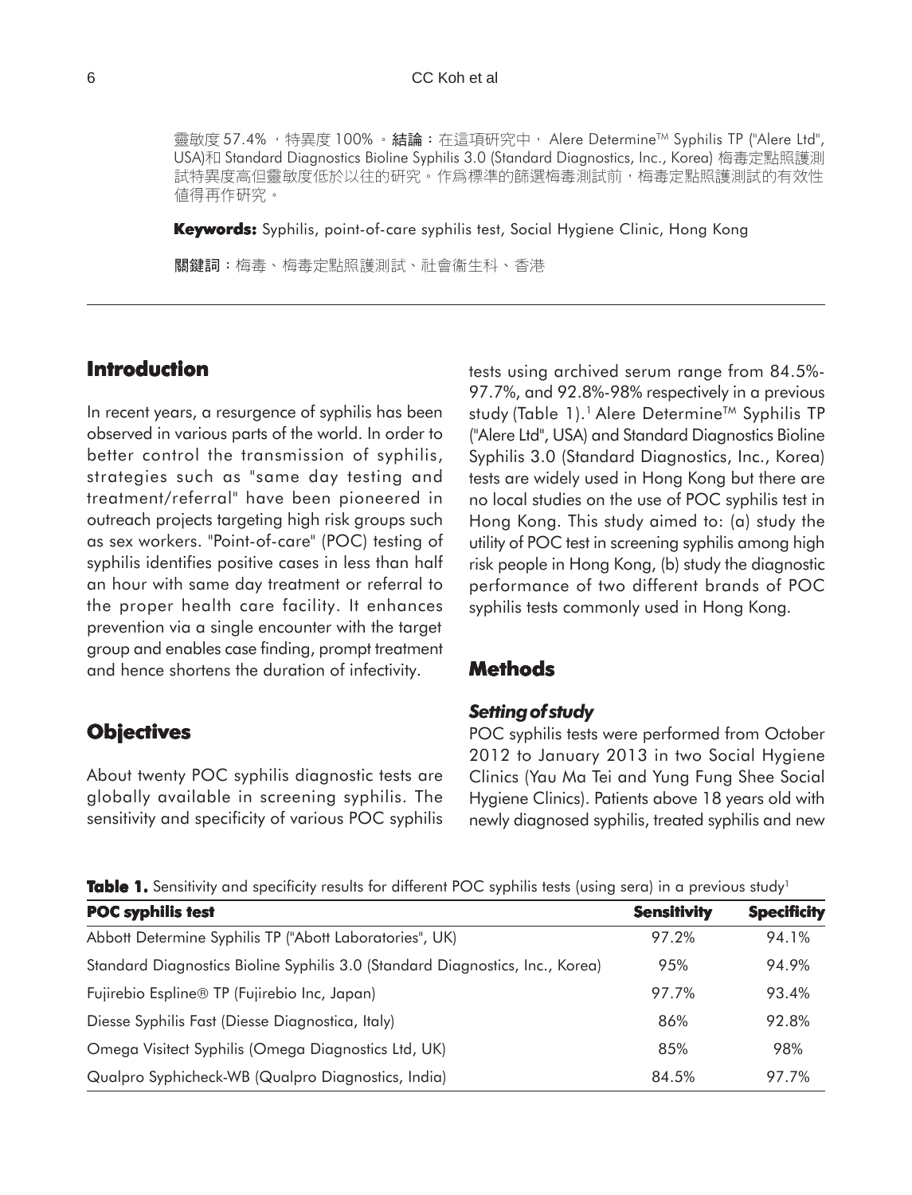靈敏度 57.4% ，特異度 100% 。**結論**：在這項研究中， Alere Determine™ Syphilis TP ("Alere Ltd", USA)和 Standard Diagnostics Bioline Syphilis 3.0 (Standard Diagnostics, Inc., Korea) 梅毒定點照護測試特異度高但靈敏度低於以往的研究。作爲標準的篩選梅毒測試前，梅毒定點照護測試的有效性值得再作研究。

**Keywords:** Syphilis, point-of-care syphilis test, Social Hygiene Clinic, Hong Kong

**關鍵詞**：梅毒、梅毒定點照護測試、社會衛生科、香港

## Introduction

In recent years, a resurgence of syphilis has been observed in various parts of the world. In order to better control the transmission of syphilis, strategies such as "same day testing and treatment/referral" have been pioneered in outreach projects targeting high risk groups such as sex workers. "Point-of-care" (POC) testing of syphilis identifies positive cases in less than half an hour with same day treatment or referral to the proper health care facility. It enhances prevention via a single encounter with the target group and enables case finding, prompt treatment and hence shortens the duration of infectivity.

## Objectives

About twenty POC syphilis diagnostic tests are globally available in screening syphilis. The sensitivity and specificity of various POC syphilis tests using archived serum range from 84.5%-97.7%, and 92.8%-98% respectively in a previous study (Table 1).[1] Alere Determine™ Syphilis TP ("Alere Ltd", USA) and Standard Diagnostics Bioline Syphilis 3.0 (Standard Diagnostics, Inc., Korea) tests are widely used in Hong Kong but there are no local studies on the use of POC syphilis test in Hong Kong. This study aimed to: (a) study the utility of POC test in screening syphilis among high risk people in Hong Kong, (b) study the diagnostic performance of two different brands of POC syphilis tests commonly used in Hong Kong.

## Methods

### *Setting of study*

POC syphilis tests were performed from October 2012 to January 2013 in two Social Hygiene Clinics (Yau Ma Tei and Yung Fung Shee Social Hygiene Clinics). Patients above 18 years old with newly diagnosed syphilis, treated syphilis and new

**Table 1.** Sensitivity and specificity results for different POC syphilis tests (using sera) in a previous study[1]

| POC syphilis test | Sensitivity | Specificity |
|---|---|---|
| Abbott Determine Syphilis TP ("Abbott Laboratories", UK) | 97.2% | 94.1% |
| Standard Diagnostics Bioline Syphilis 3.0 (Standard Diagnostics, Inc., Korea) | 95% | 94.9% |
| Fujirebio Espline® TP (Fujirebio Inc, Japan) | 97.7% | 93.4% |
| Diesse Syphilis Fast (Diesse Diagnostica, Italy) | 86% | 92.8% |
| Omega Visitect Syphilis (Omega Diagnostics Ltd, UK) | 85% | 98% |
| Qualpro Syphicheck-WB (Qualpro Diagnostics, India) | 84.5% | 97.7% |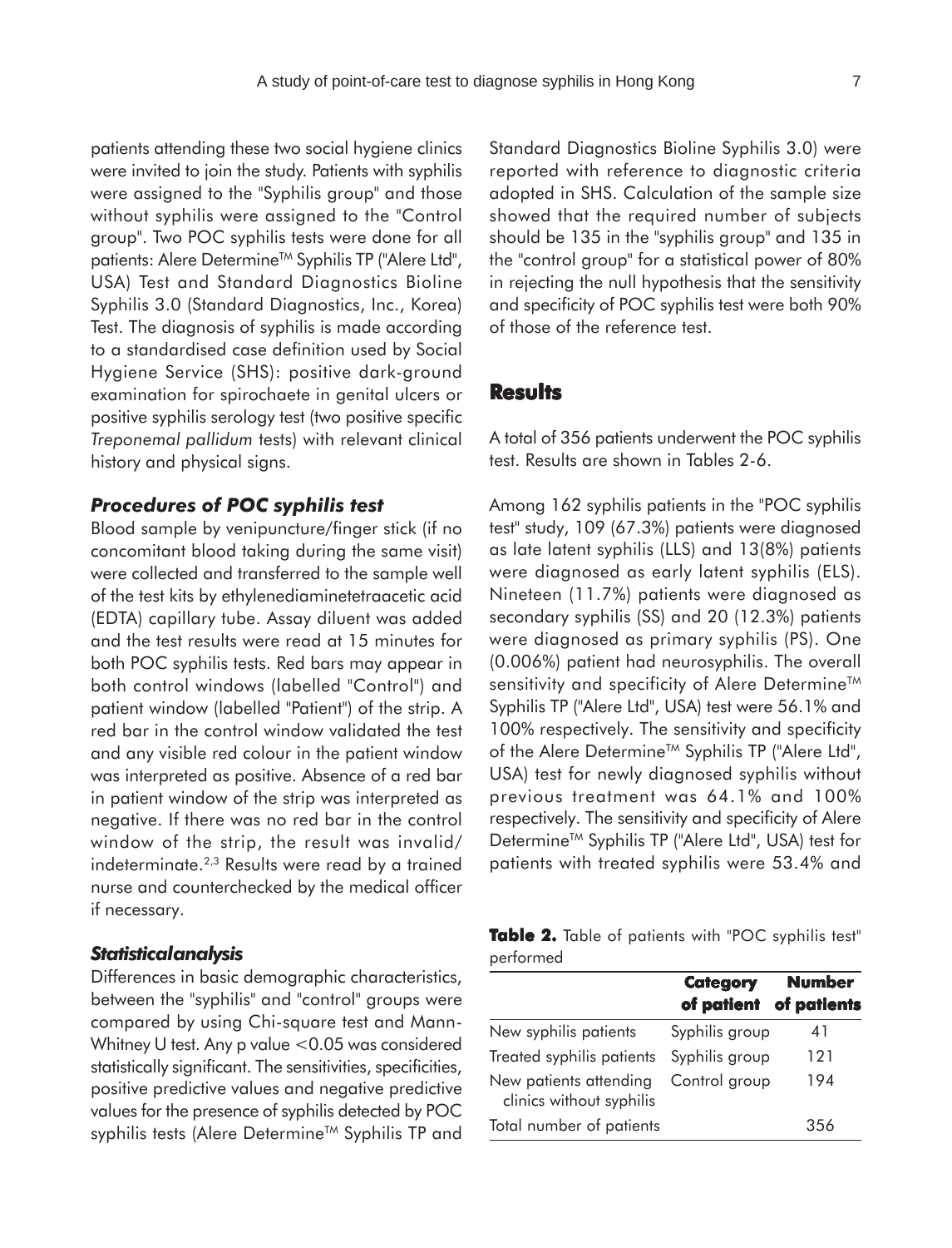patients attending these two social hygiene clinics were invited to join the study. Patients with syphilis were assigned to the "Syphilis group" and those without syphilis were assigned to the "Control group". Two POC syphilis tests were done for all patients: Alere Determine™ Syphilis TP ("Alere Ltd", USA) Test and Standard Diagnostics Bioline Syphilis 3.0 (Standard Diagnostics, Inc., Korea) Test. The diagnosis of syphilis is made according to a standardised case definition used by Social Hygiene Service (SHS): positive dark-ground examination for spirochaete in genital ulcers or positive syphilis serology test (two positive specific *Treponemal pallidum* tests) with relevant clinical history and physical signs.

### *Procedures of POC syphilis test*

Blood sample by venipuncture/finger stick (if no concomitant blood taking during the same visit) were collected and transferred to the sample well of the test kits by ethylenediaminetetraacetic acid (EDTA) capillary tube. Assay diluent was added and the test results were read at 15 minutes for both POC syphilis tests. Red bars may appear in both control windows (labelled "Control") and patient window (labelled "Patient") of the strip. A red bar in the control window validated the test and any visible red colour in the patient window was interpreted as positive. Absence of a red bar in patient window of the strip was interpreted as negative. If there was no red bar in the control window of the strip, the result was invalid/indeterminate.[2,3] Results were read by a trained nurse and counterchecked by the medical officer if necessary.

### *Statisticalanalysis*

Differences in basic demographic characteristics, between the "syphilis" and "control" groups were compared by using Chi-square test and Mann-Whitney U test. Any p value <0.05 was considered statistically significant. The sensitivities, specificities, positive predictive values and negative predictive values for the presence of syphilis detected by POC syphilis tests (Alere Determine™ Syphilis TP and Standard Diagnostics Bioline Syphilis 3.0) were reported with reference to diagnostic criteria adopted in SHS. Calculation of the sample size showed that the required number of subjects should be 135 in the "syphilis group" and 135 in the "control group" for a statistical power of 80% in rejecting the null hypothesis that the sensitivity and specificity of POC syphilis test were both 90% of those of the reference test.

## Results

A total of 356 patients underwent the POC syphilis test. Results are shown in Tables 2-6.

Among 162 syphilis patients in the "POC syphilis test" study, 109 (67.3%) patients were diagnosed as late latent syphilis (LLS) and 13(8%) patients were diagnosed as early latent syphilis (ELS). Nineteen (11.7%) patients were diagnosed as secondary syphilis (SS) and 20 (12.3%) patients were diagnosed as primary syphilis (PS). One (0.006%) patient had neurosyphilis. The overall sensitivity and specificity of Alere Determine™ Syphilis TP ("Alere Ltd", USA) test were 56.1% and 100% respectively. The sensitivity and specificity of the Alere Determine™ Syphilis TP ("Alere Ltd", USA) test for newly diagnosed syphilis without previous treatment was 64.1% and 100% respectively. The sensitivity and specificity of Alere Determine™ Syphilis TP ("Alere Ltd", USA) test for patients with treated syphilis were 53.4% and

**Table 2.** Table of patients with "POC syphilis test" performed

| | Category of patient | Number of patients |
|---|---|---|
| New syphilis patients | Syphilis group | 41 |
| Treated syphilis patients | Syphilis group | 121 |
| New patients attending clinics without syphilis | Control group | 194 |
| Total number of patients | | 356 |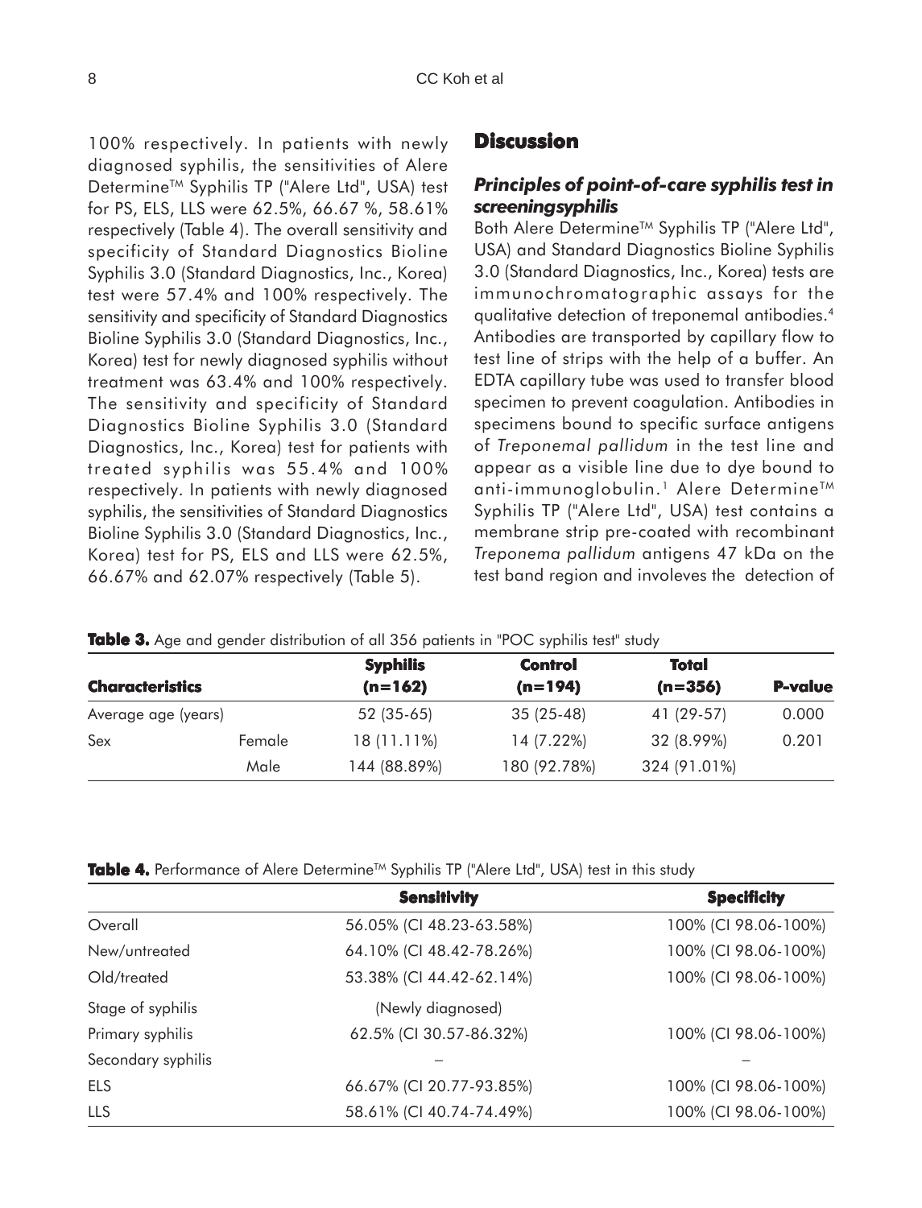100% respectively. In patients with newly diagnosed syphilis, the sensitivities of Alere Determine™ Syphilis TP ("Alere Ltd", USA) test for PS, ELS, LLS were 62.5%, 66.67 %, 58.61% respectively (Table 4). The overall sensitivity and specificity of Standard Diagnostics Bioline Syphilis 3.0 (Standard Diagnostics, Inc., Korea) test were 57.4% and 100% respectively. The sensitivity and specificity of Standard Diagnostics Bioline Syphilis 3.0 (Standard Diagnostics, Inc., Korea) test for newly diagnosed syphilis without treatment was 63.4% and 100% respectively. The sensitivity and specificity of Standard Diagnostics Bioline Syphilis 3.0 (Standard Diagnostics, Inc., Korea) test for patients with treated syphilis was 55.4% and 100% respectively. In patients with newly diagnosed syphilis, the sensitivities of Standard Diagnostics Bioline Syphilis 3.0 (Standard Diagnostics, Inc., Korea) test for PS, ELS and LLS were 62.5%, 66.67% and 62.07% respectively (Table 5).

## Discussion

### *Principles of point-of-care syphilis test in screeningsyphilis*

Both Alere Determine™ Syphilis TP ("Alere Ltd", USA) and Standard Diagnostics Bioline Syphilis 3.0 (Standard Diagnostics, Inc., Korea) tests are immunochromatographic assays for the qualitative detection of treponemal antibodies.[4] Antibodies are transported by capillary flow to test line of strips with the help of a buffer. An EDTA capillary tube was used to transfer blood specimen to prevent coagulation. Antibodies in specimens bound to specific surface antigens of *Treponemal pallidum* in the test line and appear as a visible line due to dye bound to anti-immunoglobulin.[1] Alere Determine™ Syphilis TP ("Alere Ltd", USA) test contains a membrane strip pre-coated with recombinant *Treponema pallidum* antigens 47 kDa on the test band region and involeves the detection of

**Table 3.** Age and gender distribution of all 356 patients in "POC syphilis test" study

| Characteristics | | Syphilis (n=162) | Control (n=194) | Total (n=356) | P-value |
|---|---|---|---|---|---|
| Average age (years) | | 52 (35-65) | 35 (25-48) | 41 (29-57) | 0.000 |
| Sex | Female | 18 (11.11%) | 14 (7.22%) | 32 (8.99%) | 0.201 |
| | Male | 144 (88.89%) | 180 (92.78%) | 324 (91.01%) | |

**Table 4.** Performance of Alere Determine™ Syphilis TP ("Alere Ltd", USA) test in this study

| | Sensitivity | Specificity |
|---|---|---|
| Overall | 56.05% (CI 48.23-63.58%) | 100% (CI 98.06-100%) |
| New/untreated | 64.10% (CI 48.42-78.26%) | 100% (CI 98.06-100%) |
| Old/treated | 53.38% (CI 44.42-62.14%) | 100% (CI 98.06-100%) |
| Stage of syphilis | (Newly diagnosed) | |
| Primary syphilis | 62.5% (CI 30.57-86.32%) | 100% (CI 98.06-100%) |
| Secondary syphilis | – | – |
| ELS | 66.67% (CI 20.77-93.85%) | 100% (CI 98.06-100%) |
| LLS | 58.61% (CI 40.74-74.49%) | 100% (CI 98.06-100%) |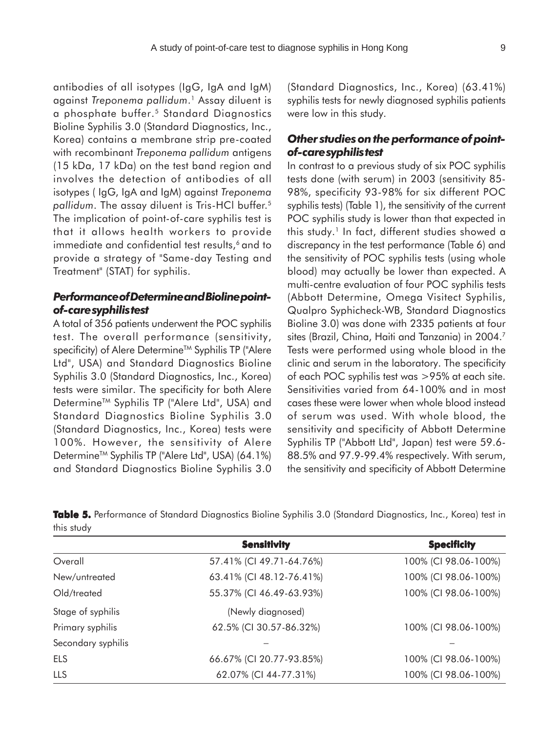antibodies of all isotypes (IgG, IgA and IgM) against *Treponema pallidum*.[1] Assay diluent is a phosphate buffer.[5] Standard Diagnostics Bioline Syphilis 3.0 (Standard Diagnostics, Inc., Korea) contains a membrane strip pre-coated with recombinant *Treponema pallidum* antigens (15 kDa, 17 kDa) on the test band region and involves the detection of antibodies of all isotypes ( IgG, IgA and IgM) against *Treponema pallidum*. The assay diluent is Tris-HCl buffer.[5] The implication of point-of-care syphilis test is that it allows health workers to provide immediate and confidential test results,[6] and to provide a strategy of "Same-day Testing and Treatment" (STAT) for syphilis.

### *Performance of Determine and Bioline point-of-care syphilis test*

A total of 356 patients underwent the POC syphilis test. The overall performance (sensitivity, specificity) of Alere Determine™ Syphilis TP ("Alere Ltd", USA) and Standard Diagnostics Bioline Syphilis 3.0 (Standard Diagnostics, Inc., Korea) tests were similar. The specificity for both Alere Determine™ Syphilis TP ("Alere Ltd", USA) and Standard Diagnostics Bioline Syphilis 3.0 (Standard Diagnostics, Inc., Korea) tests were 100%. However, the sensitivity of Alere Determine™ Syphilis TP ("Alere Ltd", USA) (64.1%) and Standard Diagnostics Bioline Syphilis 3.0 (Standard Diagnostics, Inc., Korea) (63.41%) syphilis tests for newly diagnosed syphilis patients were low in this study.

### *Other studies on the performance of point-of-care syphilis test*

In contrast to a previous study of six POC syphilis tests done (with serum) in 2003 (sensitivity 85-98%, specificity 93-98% for six different POC syphilis tests) (Table 1), the sensitivity of the current POC syphilis study is lower than that expected in this study.[1] In fact, different studies showed a discrepancy in the test performance (Table 6) and the sensitivity of POC syphilis tests (using whole blood) may actually be lower than expected. A multi-centre evaluation of four POC syphilis tests (Abbott Determine, Omega Visitect Syphilis, Qualpro Syphicheck-WB, Standard Diagnostics Bioline 3.0) was done with 2335 patients at four sites (Brazil, China, Haiti and Tanzania) in 2004.[7] Tests were performed using whole blood in the clinic and serum in the laboratory. The specificity of each POC syphilis test was >95% at each site. Sensitivities varied from 64-100% and in most cases these were lower when whole blood instead of serum was used. With whole blood, the sensitivity and specificity of Abbott Determine Syphilis TP ("Abbott Ltd", Japan) test were 59.6-88.5% and 97.9-99.4% respectively. With serum, the sensitivity and specificity of Abbott Determine

**Table 5.** Performance of Standard Diagnostics Bioline Syphilis 3.0 (Standard Diagnostics, Inc., Korea) test in this study

| | **Sensitivity** | **Specificity** |
|---|---|---|
| Overall | 57.41% (CI 49.71-64.76%) | 100% (CI 98.06-100%) |
| New/untreated | 63.41% (CI 48.12-76.41%) | 100% (CI 98.06-100%) |
| Old/treated | 55.37% (CI 46.49-63.93%) | 100% (CI 98.06-100%) |
| Stage of syphilis | (Newly diagnosed) | |
| Primary syphilis | 62.5% (CI 30.57-86.32%) | 100% (CI 98.06-100%) |
| Secondary syphilis | – | – |
| ELS | 66.67% (CI 20.77-93.85%) | 100% (CI 98.06-100%) |
| LLS | 62.07% (CI 44-77.31%) | 100% (CI 98.06-100%) |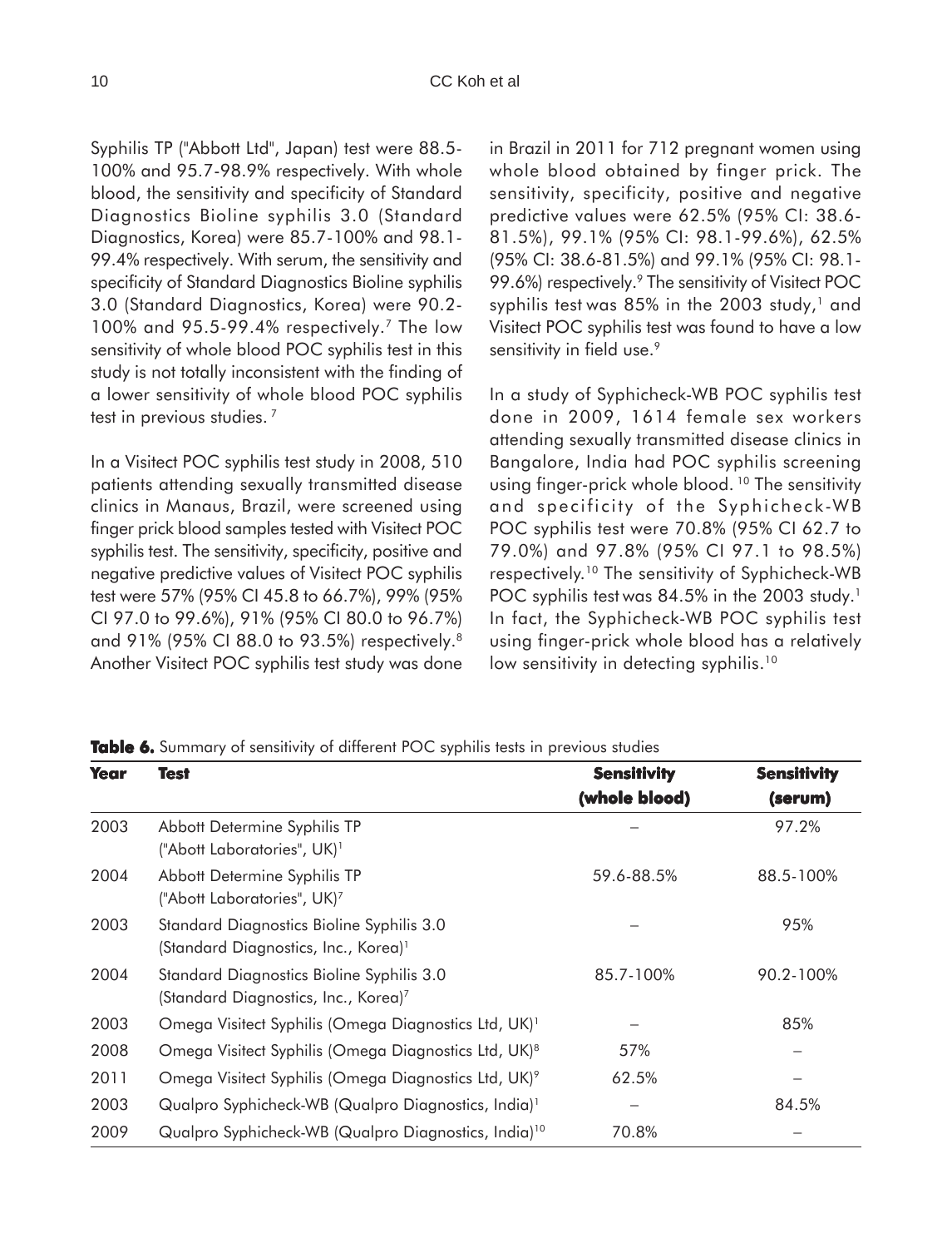Syphilis TP ("Abbott Ltd", Japan) test were 88.5-100% and 95.7-98.9% respectively. With whole blood, the sensitivity and specificity of Standard Diagnostics Bioline syphilis 3.0 (Standard Diagnostics, Korea) were 85.7-100% and 98.1-99.4% respectively. With serum, the sensitivity and specificity of Standard Diagnostics Bioline syphilis 3.0 (Standard Diagnostics, Korea) were 90.2-100% and 95.5-99.4% respectively.[7] The low sensitivity of whole blood POC syphilis test in this study is not totally inconsistent with the finding of a lower sensitivity of whole blood POC syphilis test in previous studies. [7]

In a Visitect POC syphilis test study in 2008, 510 patients attending sexually transmitted disease clinics in Manaus, Brazil, were screened using finger prick blood samples tested with Visitect POC syphilis test. The sensitivity, specificity, positive and negative predictive values of Visitect POC syphilis test were 57% (95% CI 45.8 to 66.7%), 99% (95% CI 97.0 to 99.6%), 91% (95% CI 80.0 to 96.7%) and 91% (95% CI 88.0 to 93.5%) respectively.[8] Another Visitect POC syphilis test study was done in Brazil in 2011 for 712 pregnant women using whole blood obtained by finger prick. The sensitivity, specificity, positive and negative predictive values were 62.5% (95% CI: 38.6-81.5%), 99.1% (95% CI: 98.1-99.6%), 62.5% (95% CI: 38.6-81.5%) and 99.1% (95% CI: 98.1-99.6%) respectively.[9] The sensitivity of Visitect POC syphilis test was 85% in the 2003 study,[1] and Visitect POC syphilis test was found to have a low sensitivity in field use.[9]

In a study of Syphicheck-WB POC syphilis test done in 2009, 1614 female sex workers attending sexually transmitted disease clinics in Bangalore, India had POC syphilis screening using finger-prick whole blood. [10] The sensitivity and specificity of the Syphicheck-WB POC syphilis test were 70.8% (95% CI 62.7 to 79.0%) and 97.8% (95% CI 97.1 to 98.5%) respectively.[10] The sensitivity of Syphicheck-WB POC syphilis test was 84.5% in the 2003 study.[1] In fact, the Syphicheck-WB POC syphilis test using finger-prick whole blood has a relatively low sensitivity in detecting syphilis.[10]

**Table 6.** Summary of sensitivity of different POC syphilis tests in previous studies

| Year | Test | Sensitivity (whole blood) | Sensitivity (serum) |
|---|---|---|---|
| 2003 | Abbott Determine Syphilis TP ("Abott Laboratories", UK)[1] | – | 97.2% |
| 2004 | Abbott Determine Syphilis TP ("Abott Laboratories", UK)[7] | 59.6-88.5% | 88.5-100% |
| 2003 | Standard Diagnostics Bioline Syphilis 3.0 (Standard Diagnostics, Inc., Korea)[1] | – | 95% |
| 2004 | Standard Diagnostics Bioline Syphilis 3.0 (Standard Diagnostics, Inc., Korea)[7] | 85.7-100% | 90.2-100% |
| 2003 | Omega Visitect Syphilis (Omega Diagnostics Ltd, UK)[1] | – | 85% |
| 2008 | Omega Visitect Syphilis (Omega Diagnostics Ltd, UK)[8] | 57% | – |
| 2011 | Omega Visitect Syphilis (Omega Diagnostics Ltd, UK)[9] | 62.5% | – |
| 2003 | Qualpro Syphicheck-WB (Qualpro Diagnostics, India)[1] | – | 84.5% |
| 2009 | Qualpro Syphicheck-WB (Qualpro Diagnostics, India)[10] | 70.8% | – |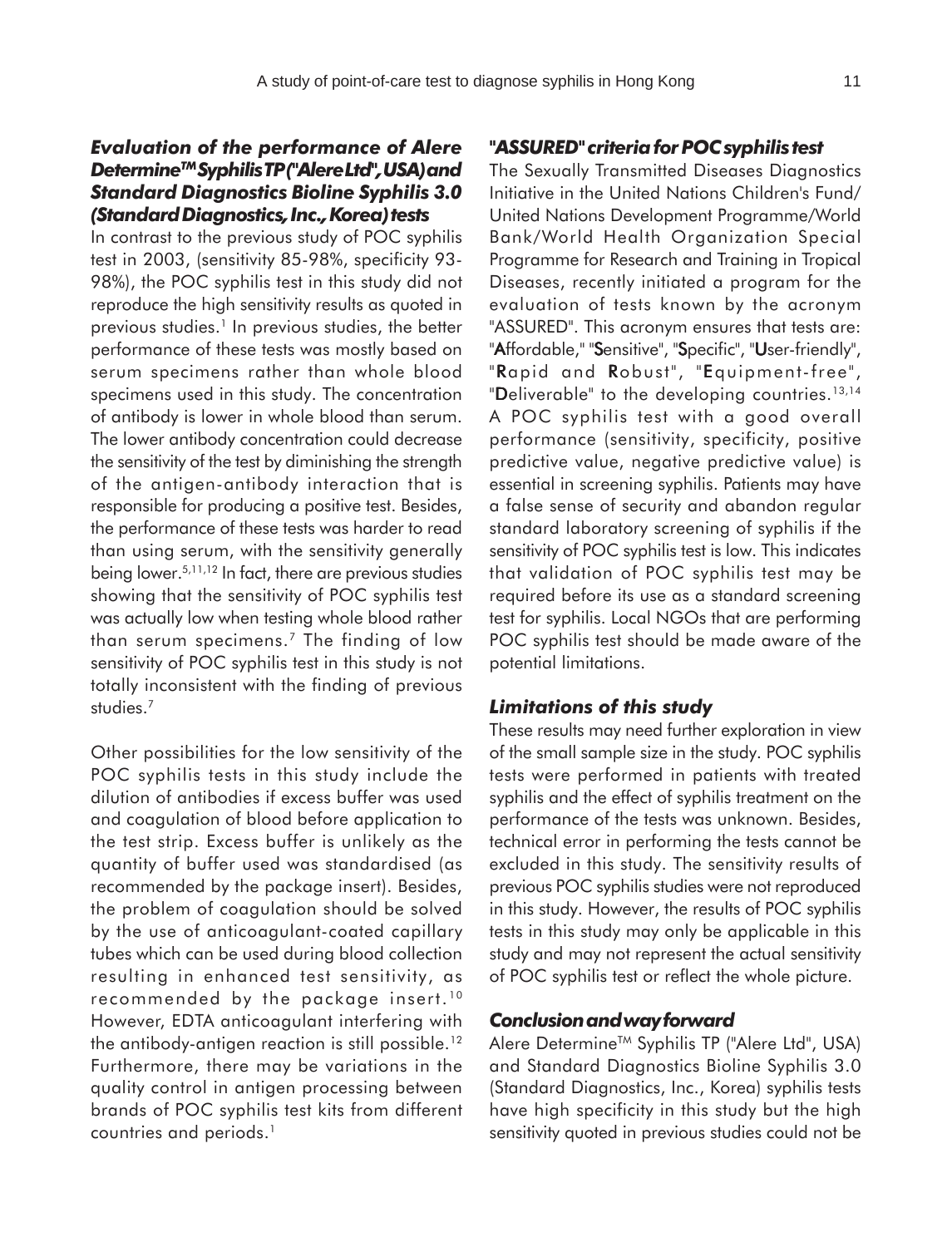### *Evaluation of the performance of Alere Determine™ Syphilis TP ("Alere Ltd", USA) and Standard Diagnostics Bioline Syphilis 3.0 (Standard Diagnostics, Inc., Korea) tests*

In contrast to the previous study of POC syphilis test in 2003, (sensitivity 85-98%, specificity 93-98%), the POC syphilis test in this study did not reproduce the high sensitivity results as quoted in previous studies.[1] In previous studies, the better performance of these tests was mostly based on serum specimens rather than whole blood specimens used in this study. The concentration of antibody is lower in whole blood than serum. The lower antibody concentration could decrease the sensitivity of the test by diminishing the strength of the antigen-antibody interaction that is responsible for producing a positive test. Besides, the performance of these tests was harder to read than using serum, with the sensitivity generally being lower.[5,11,12] In fact, there are previous studies showing that the sensitivity of POC syphilis test was actually low when testing whole blood rather than serum specimens.[7] The finding of low sensitivity of POC syphilis test in this study is not totally inconsistent with the finding of previous studies.[7]

Other possibilities for the low sensitivity of the POC syphilis tests in this study include the dilution of antibodies if excess buffer was used and coagulation of blood before application to the test strip. Excess buffer is unlikely as the quantity of buffer used was standardised (as recommended by the package insert). Besides, the problem of coagulation should be solved by the use of anticoagulant-coated capillary tubes which can be used during blood collection resulting in enhanced test sensitivity, as recommended by the package insert.[10] However, EDTA anticoagulant interfering with the antibody-antigen reaction is still possible.[12] Furthermore, there may be variations in the quality control in antigen processing between brands of POC syphilis test kits from different countries and periods.[1]

### *"ASSURED" criteria for POC syphilis test*

The Sexually Transmitted Diseases Diagnostics Initiative in the United Nations Children's Fund/ United Nations Development Programme/World Bank/World Health Organization Special Programme for Research and Training in Tropical Diseases, recently initiated a program for the evaluation of tests known by the acronym "ASSURED". This acronym ensures that tests are: "**A**ffordable," "**S**ensitive", "**S**pecific", "**U**ser-friendly", "**R**apid and **R**obust", "**E**quipment-free", "**D**eliverable" to the developing countries.[13,14] A POC syphilis test with a good overall performance (sensitivity, specificity, positive predictive value, negative predictive value) is essential in screening syphilis. Patients may have a false sense of security and abandon regular standard laboratory screening of syphilis if the sensitivity of POC syphilis test is low. This indicates that validation of POC syphilis test may be required before its use as a standard screening test for syphilis. Local NGOs that are performing POC syphilis test should be made aware of the potential limitations.

### *Limitations of this study*

These results may need further exploration in view of the small sample size in the study. POC syphilis tests were performed in patients with treated syphilis and the effect of syphilis treatment on the performance of the tests was unknown. Besides, technical error in performing the tests cannot be excluded in this study. The sensitivity results of previous POC syphilis studies were not reproduced in this study. However, the results of POC syphilis tests in this study may only be applicable in this study and may not represent the actual sensitivity of POC syphilis test or reflect the whole picture.

### *Conclusion and way forward*

Alere Determine™ Syphilis TP ("Alere Ltd", USA) and Standard Diagnostics Bioline Syphilis 3.0 (Standard Diagnostics, Inc., Korea) syphilis tests have high specificity in this study but the high sensitivity quoted in previous studies could not be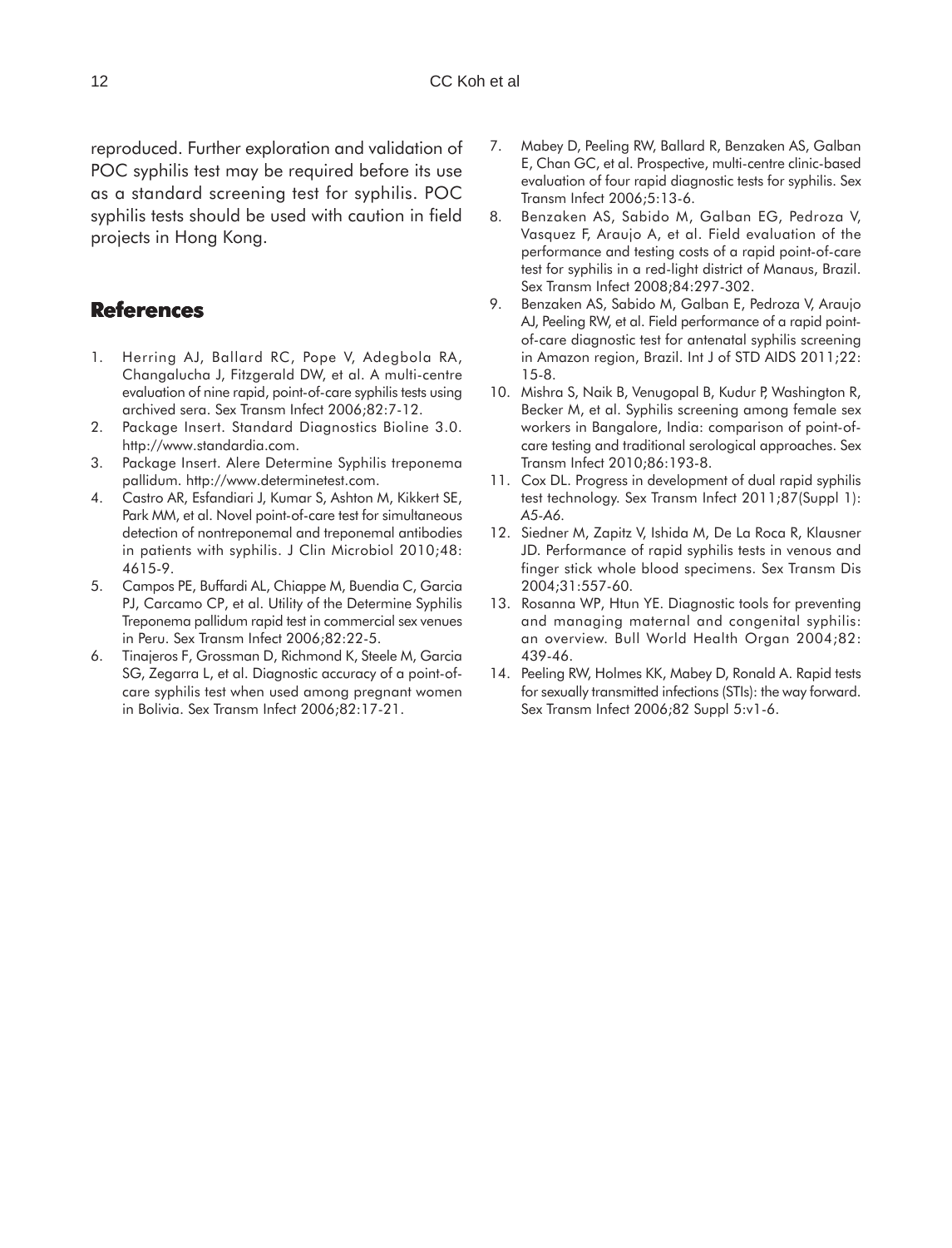reproduced. Further exploration and validation of POC syphilis test may be required before its use as a standard screening test for syphilis. POC syphilis tests should be used with caution in field projects in Hong Kong.

## References

1. Herring AJ, Ballard RC, Pope V, Adegbola RA, Changalucha J, Fitzgerald DW, et al. A multi-centre evaluation of nine rapid, point-of-care syphilis tests using archived sera. Sex Transm Infect 2006;82:7-12.
2. Package Insert. Standard Diagnostics Bioline 3.0. http://www.standardia.com.
3. Package Insert. Alere Determine Syphilis treponema pallidum. http://www.determinetest.com.
4. Castro AR, Esfandiari J, Kumar S, Ashton M, Kikkert SE, Park MM, et al. Novel point-of-care test for simultaneous detection of nontreponemal and treponemal antibodies in patients with syphilis. J Clin Microbiol 2010;48: 4615-9.
5. Campos PE, Buffardi AL, Chiappe M, Buendia C, Garcia PJ, Carcamo CP, et al. Utility of the Determine Syphilis Treponema pallidum rapid test in commercial sex venues in Peru. Sex Transm Infect 2006;82:22-5.
6. Tinajeros F, Grossman D, Richmond K, Steele M, Garcia SG, Zegarra L, et al. Diagnostic accuracy of a point-of-care syphilis test when used among pregnant women in Bolivia. Sex Transm Infect 2006;82:17-21.
7. Mabey D, Peeling RW, Ballard R, Benzaken AS, Galban E, Chan GC, et al. Prospective, multi-centre clinic-based evaluation of four rapid diagnostic tests for syphilis. Sex Transm Infect 2006;5:13-6.
8. Benzaken AS, Sabido M, Galban EG, Pedroza V, Vasquez F, Araujo A, et al. Field evaluation of the performance and testing costs of a rapid point-of-care test for syphilis in a red-light district of Manaus, Brazil. Sex Transm Infect 2008;84:297-302.
9. Benzaken AS, Sabido M, Galban E, Pedroza V, Araujo AJ, Peeling RW, et al. Field performance of a rapid point-of-care diagnostic test for antenatal syphilis screening in Amazon region, Brazil. Int J of STD AIDS 2011;22: 15-8.
10. Mishra S, Naik B, Venugopal B, Kudur P, Washington R, Becker M, et al. Syphilis screening among female sex workers in Bangalore, India: comparison of point-of-care testing and traditional serological approaches. Sex Transm Infect 2010;86:193-8.
11. Cox DL. Progress in development of dual rapid syphilis test technology. Sex Transm Infect 2011;87(Suppl 1): *A5-A6*.
12. Siedner M, Zapitz V, Ishida M, De La Roca R, Klausner JD. Performance of rapid syphilis tests in venous and finger stick whole blood specimens. Sex Transm Dis 2004;31:557-60.
13. Rosanna WP, Htun YE. Diagnostic tools for preventing and managing maternal and congenital syphilis: an overview. Bull World Health Organ 2004;82: 439-46.
14. Peeling RW, Holmes KK, Mabey D, Ronald A. Rapid tests for sexually transmitted infections (STIs): the way forward. Sex Transm Infect 2006;82 Suppl 5:v1-6.